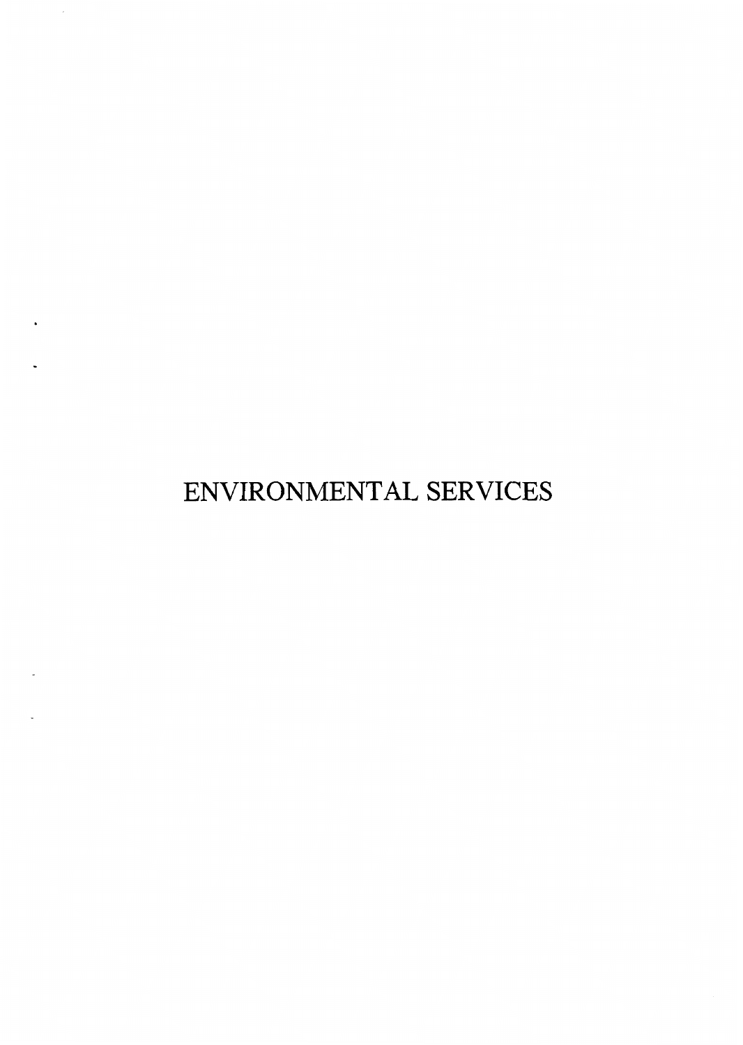# ENVIRONMENTAL SERVICES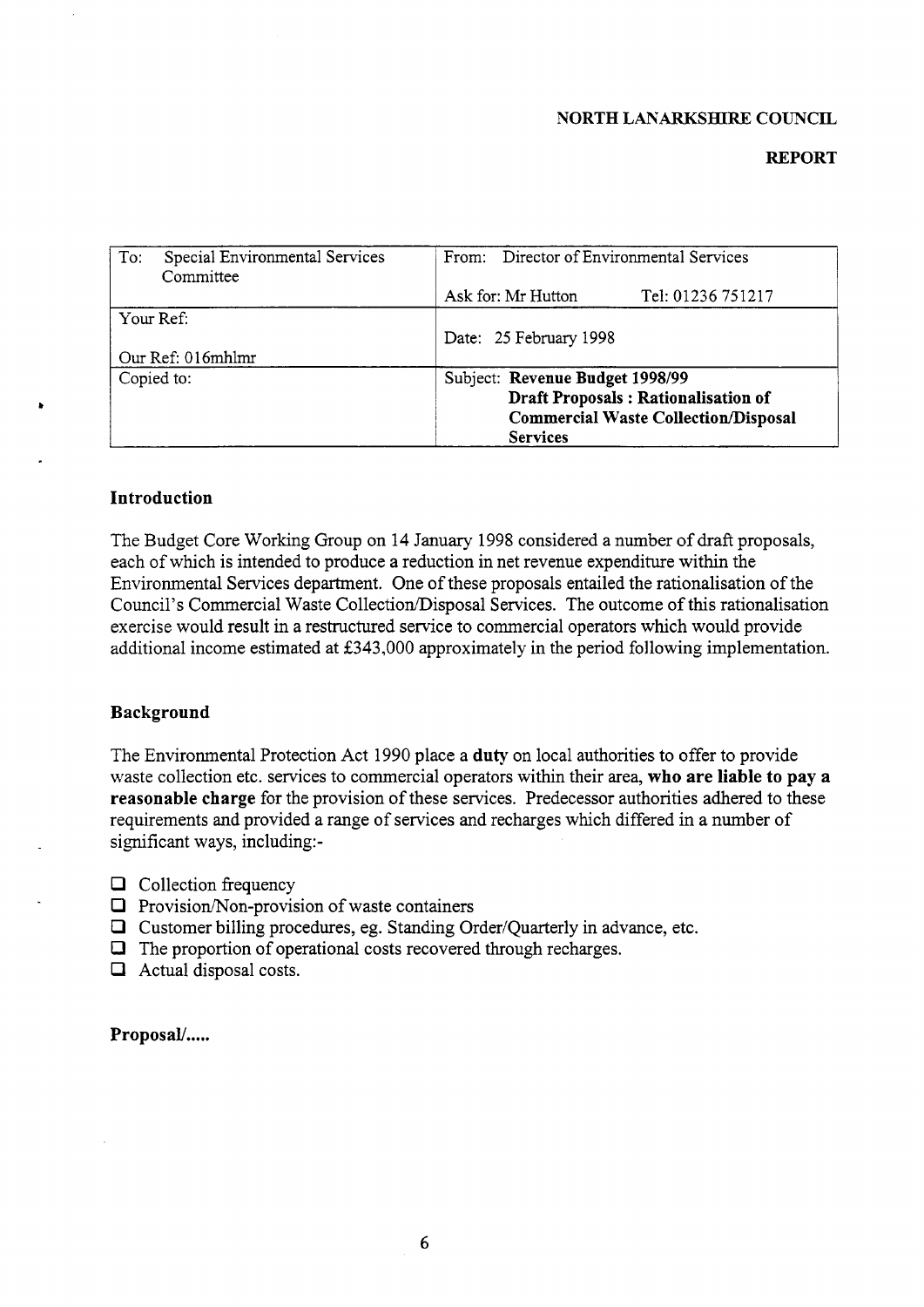**NORTH LANARKSHIRE COUNCIL**

**REPORT**

| To: Special Environmental Services Committee | From: Director of Environmental Services<br><br>Ask for: Mr Hutton Tel: 01236 751217 |
|---|---|
| Your Ref:<br><br>Our Ref: 016mhlmr | Date: 25 February 1998 |
| Copied to: | Subject: **Revenue Budget 1998/99**<br>**Draft Proposals : Rationalisation of Commercial Waste Collection/Disposal Services** |

## Introduction

The Budget Core Working Group on 14 January 1998 considered a number of draft proposals, each of which is intended to produce a reduction in net revenue expenditure within the Environmental Services department. One of these proposals entailed the rationalisation of the Council's Commercial Waste Collection/Disposal Services. The outcome of this rationalisation exercise would result in a restructured service to commercial operators which would provide additional income estimated at £343,000 approximately in the period following implementation.

## Background

The Environmental Protection Act 1990 place a **duty** on local authorities to offer to provide waste collection etc. services to commercial operators within their area, **who are liable to pay a reasonable charge** for the provision of these services. Predecessor authorities adhered to these requirements and provided a range of services and recharges which differed in a number of significant ways, including:-

- ☐ Collection frequency
- ☐ Provision/Non-provision of waste containers
- ☐ Customer billing procedures, eg. Standing Order/Quarterly in advance, etc.
- ☐ The proportion of operational costs recovered through recharges.
- ☐ Actual disposal costs.

**Proposal/.....**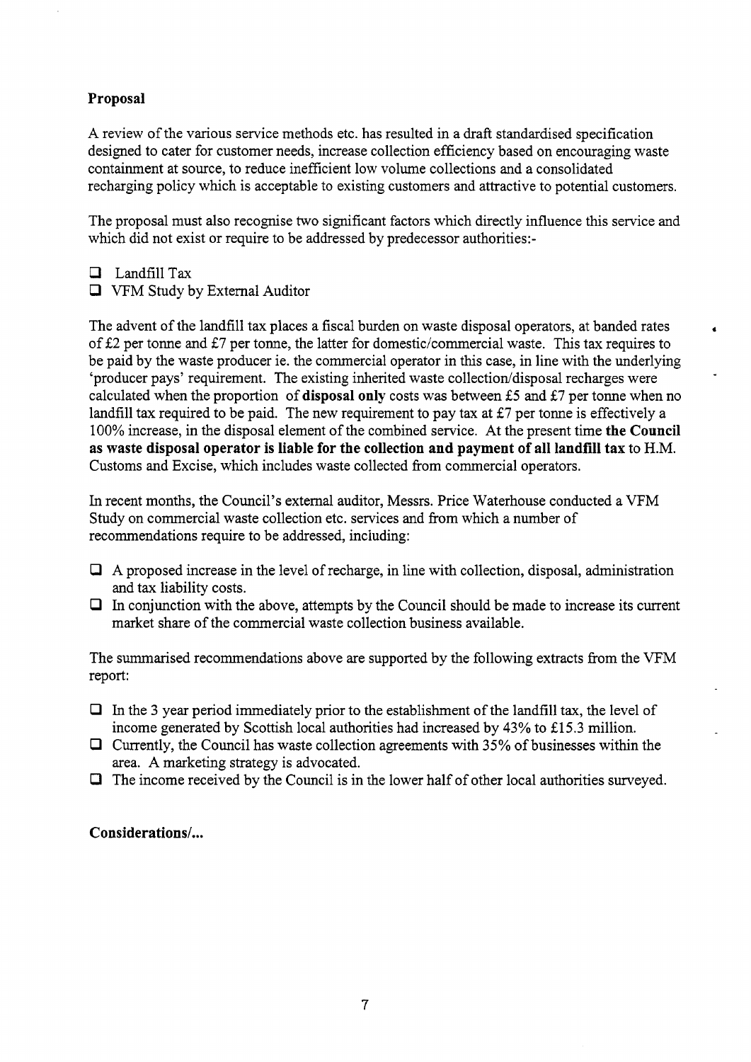**Proposal**

A review of the various service methods etc. has resulted in a draft standardised specification designed to cater for customer needs, increase collection efficiency based on encouraging waste containment at source, to reduce inefficient low volume collections and a consolidated recharging policy which is acceptable to existing customers and attractive to potential customers.

The proposal must also recognise two significant factors which directly influence this service and which did not exist or require to be addressed by predecessor authorities:-

- Landfill Tax
- VFM Study by External Auditor

The advent of the landfill tax places a fiscal burden on waste disposal operators, at banded rates of £2 per tonne and £7 per tonne, the latter for domestic/commercial waste. This tax requires to be paid by the waste producer ie. the commercial operator in this case, in line with the underlying 'producer pays' requirement. The existing inherited waste collection/disposal recharges were calculated when the proportion of **disposal only** costs was between £5 and £7 per tonne when no landfill tax required to be paid. The new requirement to pay tax at £7 per tonne is effectively a 100% increase, in the disposal element of the combined service. At the present time **the Council as waste disposal operator is liable for the collection and payment of all landfill tax** to H.M. Customs and Excise, which includes waste collected from commercial operators.

In recent months, the Council's external auditor, Messrs. Price Waterhouse conducted a VFM Study on commercial waste collection etc. services and from which a number of recommendations require to be addressed, including:

- A proposed increase in the level of recharge, in line with collection, disposal, administration and tax liability costs.
- In conjunction with the above, attempts by the Council should be made to increase its current market share of the commercial waste collection business available.

The summarised recommendations above are supported by the following extracts from the VFM report:

- In the 3 year period immediately prior to the establishment of the landfill tax, the level of income generated by Scottish local authorities had increased by 43% to £15.3 million.
- Currently, the Council has waste collection agreements with 35% of businesses within the area. A marketing strategy is advocated.
- The income received by the Council is in the lower half of other local authorities surveyed.

**Considerations/...**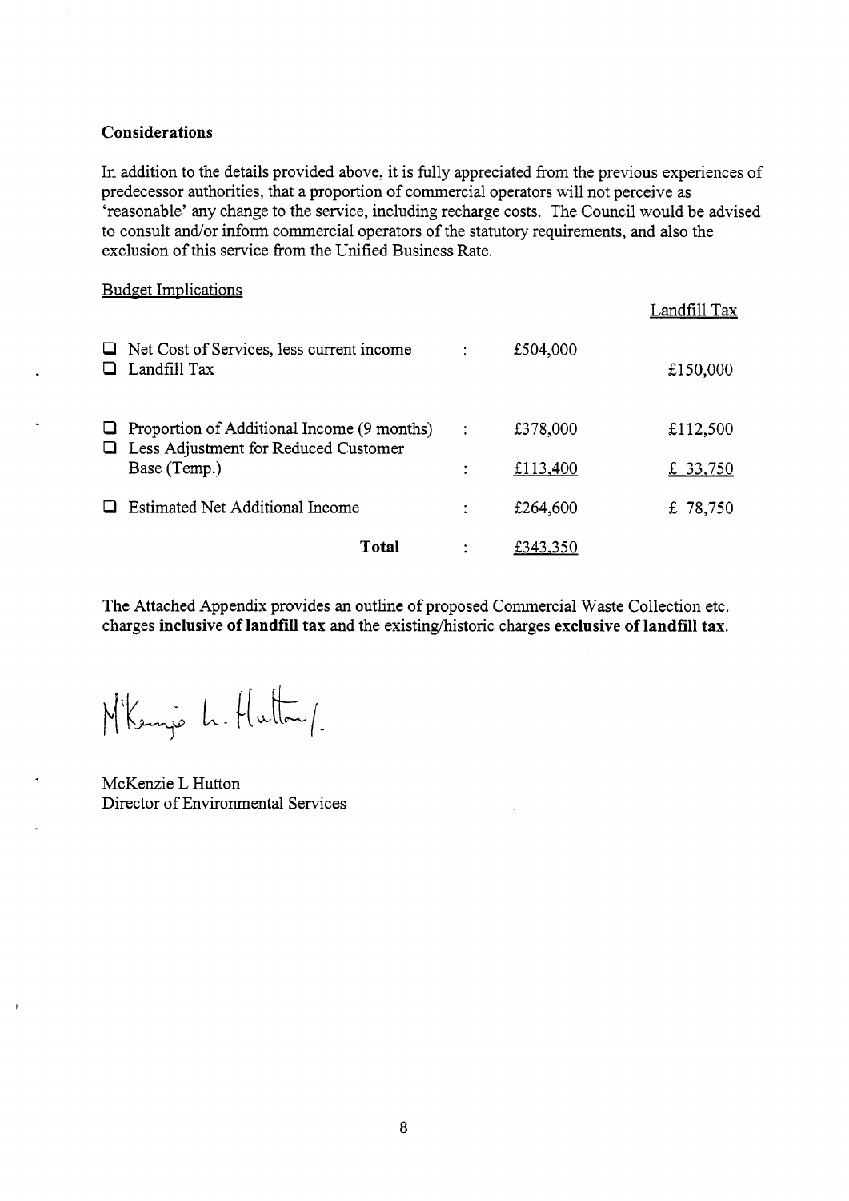**Considerations**

In addition to the details provided above, it is fully appreciated from the previous experiences of predecessor authorities, that a proportion of commercial operators will not perceive as 'reasonable' any change to the service, including recharge costs. The Council would be advised to consult and/or inform commercial operators of the statutory requirements, and also the exclusion of this service from the Unified Business Rate.

Budget Implications

| | | | Landfill Tax |
|---|---|---|---|
| ❑ Net Cost of Services, less current income | : | £504,000 | |
| ❑ Landfill Tax | | | £150,000 |
| ❑ Proportion of Additional Income (9 months) | : | £378,000 | £112,500 |
| ❑ Less Adjustment for Reduced Customer Base (Temp.) | : | £113,400 | £ 33,750 |
| ❑ Estimated Net Additional Income | : | £264,600 | £ 78,750 |
| **Total** | : | £343,350 | |

The Attached Appendix provides an outline of proposed Commercial Waste Collection etc. charges **inclusive of landfill tax** and the existing/historic charges **exclusive of landfill tax**.

McKenzie L Hutton
Director of Environmental Services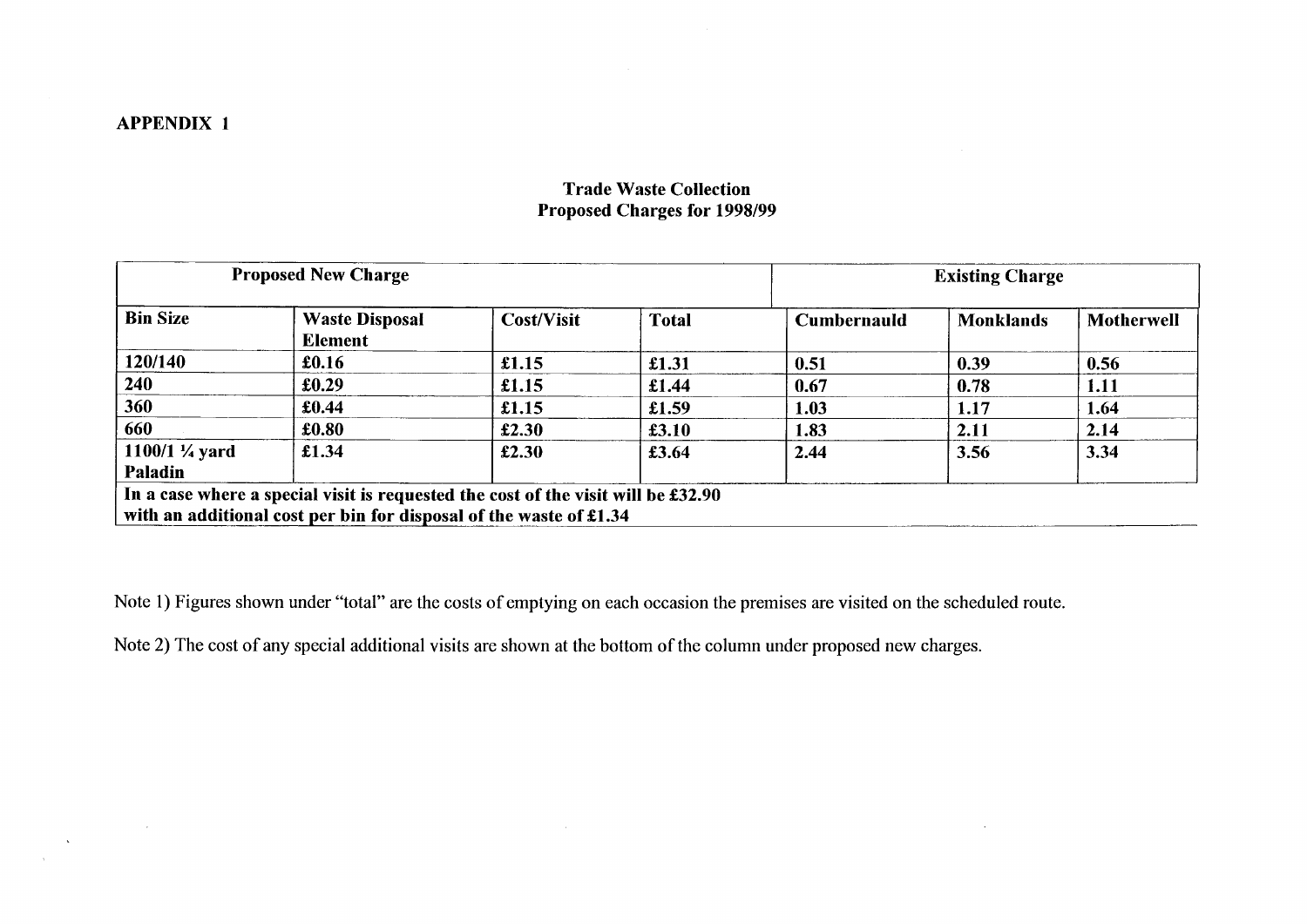**APPENDIX 1**

**Trade Waste Collection**
**Proposed Charges for 1998/99**

| Proposed New Charge | | | | Existing Charge | | |
|---|---|---|---|---|---|---|
| **Bin Size** | **Waste Disposal Element** | **Cost/Visit** | **Total** | **Cumbernauld** | **Monklands** | **Motherwell** |
| **120/140** | **£0.16** | **£1.15** | **£1.31** | **0.51** | **0.39** | **0.56** |
| **240** | **£0.29** | **£1.15** | **£1.44** | **0.67** | **0.78** | **1.11** |
| **360** | **£0.44** | **£1.15** | **£1.59** | **1.03** | **1.17** | **1.64** |
| **660** | **£0.80** | **£2.30** | **£3.10** | **1.83** | **2.11** | **2.14** |
| **1100/1 ¼ yard Paladin** | **£1.34** | **£2.30** | **£3.64** | **2.44** | **3.56** | **3.34** |
| **In a case where a special visit is requested the cost of the visit will be £32.90 with an additional cost per bin for disposal of the waste of £1.34** | | | | | | |

Note 1) Figures shown under "total" are the costs of emptying on each occasion the premises are visited on the scheduled route.

Note 2) The cost of any special additional visits are shown at the bottom of the column under proposed new charges.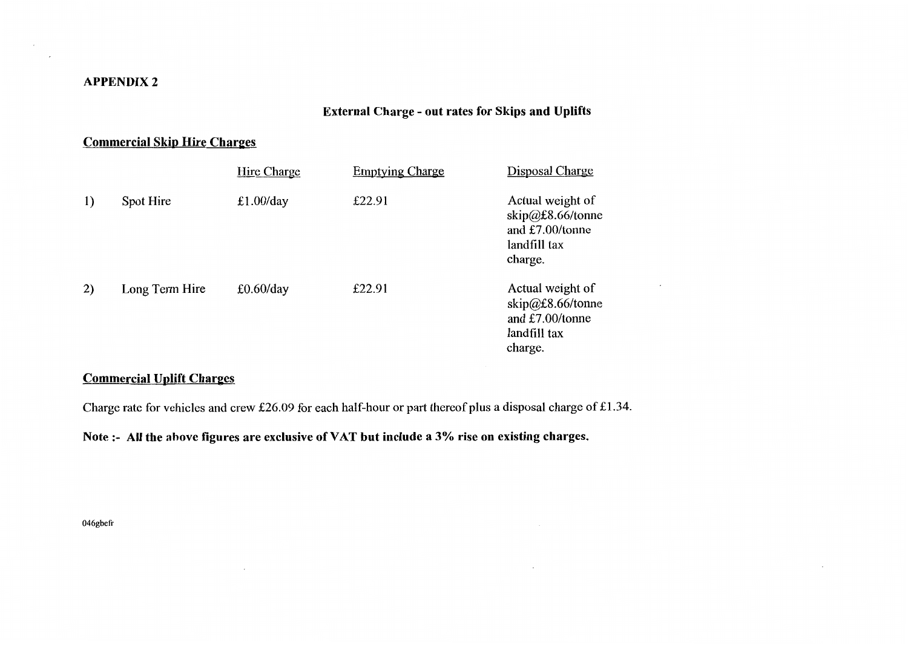**APPENDIX 2**

**External Charge - out rates for Skips and Uplifts**

**Commercial Skip Hire Charges**

| | | Hire Charge | Emptying Charge | Disposal Charge |
|---|---|---|---|---|
| 1) | Spot Hire | £1.00/day | £22.91 | Actual weight of skip@£8.66/tonne and £7.00/tonne landfill tax charge. |
| 2) | Long Term Hire | £0.60/day | £22.91 | Actual weight of skip@£8.66/tonne and £7.00/tonne landfill tax charge. |

**Commercial Uplift Charges**

Charge rate for vehicles and crew £26.09 for each half-hour or part thereof plus a disposal charge of £1.34.

**Note :- All the above figures are exclusive of VAT but include a 3% rise on existing charges.**

046gbefr